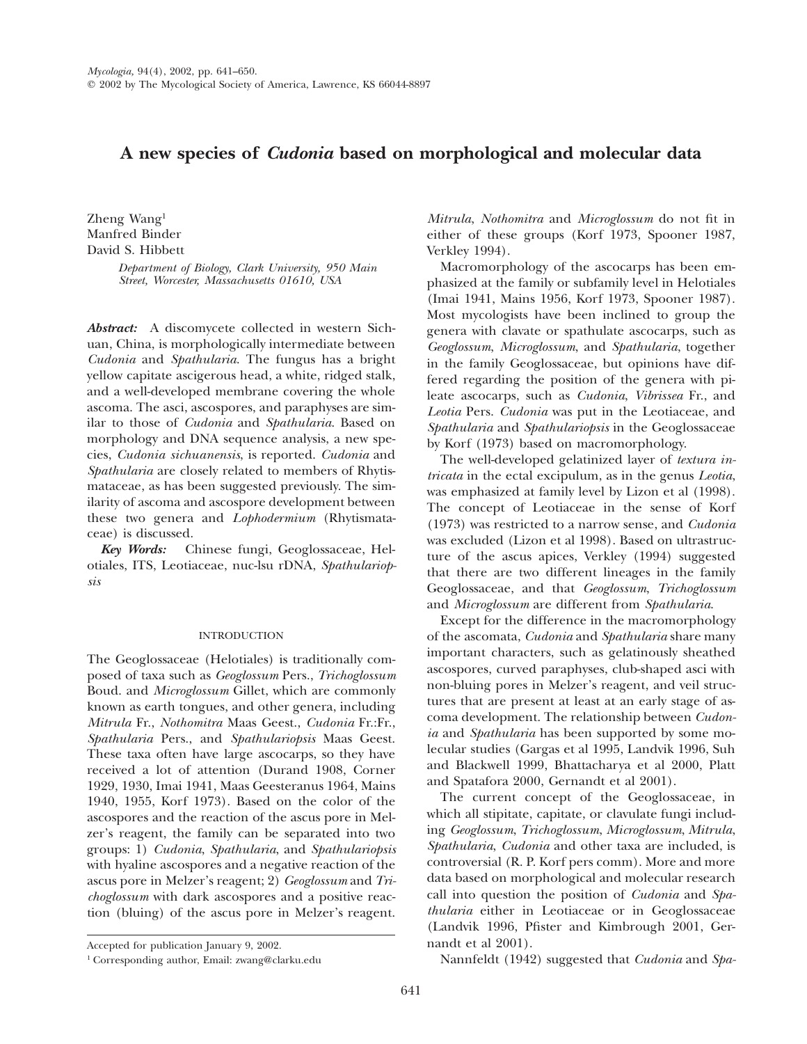# A new species of *Cudonia* based on morphological and molecular data

Zheng Wang[1]
Manfred Binder
David S. Hibbett

*Department of Biology, Clark University, 950 Main Street, Worcester, Massachusetts 01610, USA*

***Abstract:*** A discomycete collected in western Sichuan, China, is morphologically intermediate between *Cudonia* and *Spathularia*. The fungus has a bright yellow capitate ascigerous head, a white, ridged stalk, and a well-developed membrane covering the whole ascoma. The asci, ascospores, and paraphyses are similar to those of *Cudonia* and *Spathularia*. Based on morphology and DNA sequence analysis, a new species, *Cudonia sichuanensis*, is reported. *Cudonia* and *Spathularia* are closely related to members of Rhytismataceae, as has been suggested previously. The similarity of ascoma and ascospore development between these two genera and *Lophodermium* (Rhytismataceae) is discussed.

***Key Words:*** Chinese fungi, Geoglossaceae, Helotiales, ITS, Leotiaceae, nuc-lsu rDNA, *Spathulariopsis*

## INTRODUCTION

The Geoglossaceae (Helotiales) is traditionally composed of taxa such as *Geoglossum* Pers., *Trichoglossum* Boud. and *Microglossum* Gillet, which are commonly known as earth tongues, and other genera, including *Mitrula* Fr., *Nothomitra* Maas Geest., *Cudonia* Fr.:Fr., *Spathularia* Pers., and *Spathulariopsis* Maas Geest. These taxa often have large ascocarps, so they have received a lot of attention (Durand 1908, Corner 1929, 1930, Imai 1941, Maas Geesteranus 1964, Mains 1940, 1955, Korf 1973). Based on the color of the ascospores and the reaction of the ascus pore in Melzer's reagent, the family can be separated into two groups: 1) *Cudonia*, *Spathularia*, and *Spathulariopsis* with hyaline ascospores and a negative reaction of the ascus pore in Melzer's reagent; 2) *Geoglossum* and *Trichoglossum* with dark ascospores and a positive reaction (bluing) of the ascus pore in Melzer's reagent. *Mitrula*, *Nothomitra* and *Microglossum* do not fit in either of these groups (Korf 1973, Spooner 1987, Verkley 1994).

Macromorphology of the ascocarps has been emphasized at the family or subfamily level in Helotiales (Imai 1941, Mains 1956, Korf 1973, Spooner 1987). Most mycologists have been inclined to group the genera with clavate or spathulate ascocarps, such as *Geoglossum*, *Microglossum*, and *Spathularia*, together in the family Geoglossaceae, but opinions have differed regarding the position of the genera with pileate ascocarps, such as *Cudonia*, *Vibrissea* Fr., and *Leotia* Pers. *Cudonia* was put in the Leotiaceae, and *Spathularia* and *Spathulariopsis* in the Geoglossaceae by Korf (1973) based on macromorphology.

The well-developed gelatinized layer of *textura intricata* in the ectal excipulum, as in the genus *Leotia*, was emphasized at family level by Lizon et al (1998). The concept of Leotiaceae in the sense of Korf (1973) was restricted to a narrow sense, and *Cudonia* was excluded (Lizon et al 1998). Based on ultrastructure of the ascus apices, Verkley (1994) suggested that there are two different lineages in the family Geoglossaceae, and that *Geoglossum*, *Trichoglossum* and *Microglossum* are different from *Spathularia*.

Except for the difference in the macromorphology of the ascomata, *Cudonia* and *Spathularia* share many important characters, such as gelatinously sheathed ascospores, curved paraphyses, club-shaped asci with non-bluing pores in Melzer's reagent, and veil structures that are present at least at an early stage of ascoma development. The relationship between *Cudonia* and *Spathularia* has been supported by some molecular studies (Gargas et al 1995, Landvik 1996, Suh and Blackwell 1999, Bhattacharya et al 2000, Platt and Spatafora 2000, Gernandt et al 2001).

The current concept of the Geoglossaceae, in which all stipitate, capitate, or clavulate fungi including *Geoglossum*, *Trichoglossum*, *Microglossum*, *Mitrula*, *Spathularia*, *Cudonia* and other taxa are included, is controversial (R. P. Korf pers comm). More and more data based on morphological and molecular research call into question the position of *Cudonia* and *Spathularia* either in Leotiaceae or in Geoglossaceae (Landvik 1996, Pfister and Kimbrough 2001, Gernandt et al 2001).

Nannfeldt (1942) suggested that *Cudonia* and *Spa-*

Accepted for publication January 9, 2002.

[1] Corresponding author, Email: zwang@clarku.edu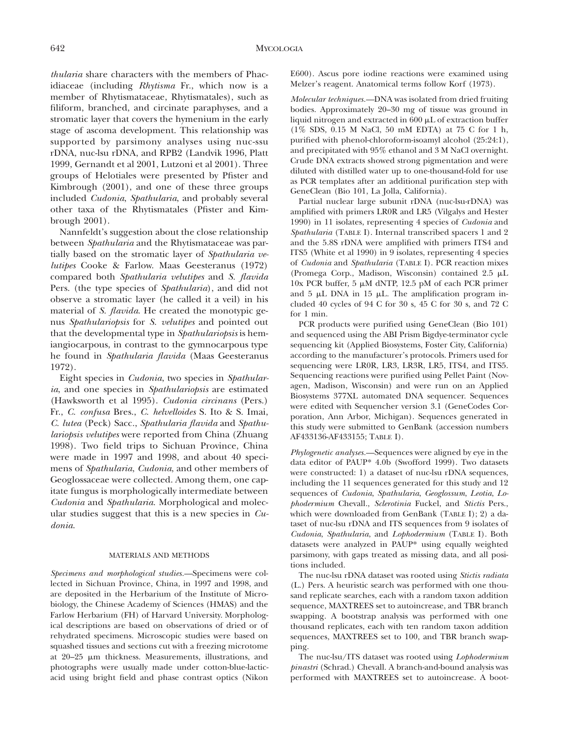*thularia* share characters with the members of Phacidiaceae (including *Rhytisma* Fr., which now is a member of Rhytismataceae, Rhytismatales), such as filiform, branched, and circinate paraphyses, and a stromatic layer that covers the hymenium in the early stage of ascoma development. This relationship was supported by parsimony analyses using nuc-ssu rDNA, nuc-lsu rDNA, and RPB2 (Landvik 1996, Platt 1999, Gernandt et al 2001, Lutzoni et al 2001). Three groups of Helotiales were presented by Pfister and Kimbrough (2001), and one of these three groups included *Cudonia*, *Spathularia*, and probably several other taxa of the Rhytismatales (Pfister and Kimbrough 2001).

Nannfeldt's suggestion about the close relationship between *Spathularia* and the Rhytismataceae was partially based on the stromatic layer of *Spathularia velutipes* Cooke & Farlow. Maas Geesteranus (1972) compared both *Spathularia velutipes* and *S. flavida* Pers. (the type species of *Spathularia*), and did not observe a stromatic layer (he called it a veil) in his material of *S. flavida*. He created the monotypic genus *Spathulariopsis* for *S. velutipes* and pointed out that the developmental type in *Spathulariopsis* is hemiangiocarpous, in contrast to the gymnocarpous type he found in *Spathularia flavida* (Maas Geesteranus 1972).

Eight species in *Cudonia*, two species in *Spathularia*, and one species in *Spathulariopsis* are estimated (Hawksworth et al 1995). *Cudonia circinans* (Pers.) Fr., *C. confusa* Bres., *C. helvelloides* S. Ito & S. Imai, *C. lutea* (Peck) Sacc., *Spathularia flavida* and *Spathulariopsis velutipes* were reported from China (Zhuang 1998). Two field trips to Sichuan Province, China were made in 1997 and 1998, and about 40 specimens of *Spathularia*, *Cudonia*, and other members of Geoglossaceae were collected. Among them, one capitate fungus is morphologically intermediate between *Cudonia* and *Spathularia*. Morphological and molecular studies suggest that this is a new species in *Cudonia*.

## MATERIALS AND METHODS

*Specimens and morphological studies.*—Specimens were collected in Sichuan Province, China, in 1997 and 1998, and are deposited in the Herbarium of the Institute of Microbiology, the Chinese Academy of Sciences (HMAS) and the Farlow Herbarium (FH) of Harvard University. Morphological descriptions are based on observations of dried or of rehydrated specimens. Microscopic studies were based on squashed tissues and sections cut with a freezing microtome at 20–25 μm thickness. Measurements, illustrations, and photographs were usually made under cotton-blue-lactic-acid using bright field and phase contrast optics (Nikon E600). Ascus pore iodine reactions were examined using Melzer's reagent. Anatomical terms follow Korf (1973).

*Molecular techniques.*—DNA was isolated from dried fruiting bodies. Approximately 20–30 mg of tissue was ground in liquid nitrogen and extracted in 600 μL of extraction buffer (1% SDS, 0.15 M NaCl, 50 mM EDTA) at 75 C for 1 h, purified with phenol-chloroform-isoamyl alcohol (25:24:1), and precipitated with 95% ethanol and 3 M NaCl overnight. Crude DNA extracts showed strong pigmentation and were diluted with distilled water up to one-thousand-fold for use as PCR templates after an additional purification step with GeneClean (Bio 101, La Jolla, California).

Partial nuclear large subunit rDNA (nuc-lsu-rDNA) was amplified with primers LR0R and LR5 (Vilgalys and Hester 1990) in 11 isolates, representing 4 species of *Cudonia* and *Spathularia* (TABLE I). Internal transcribed spacers 1 and 2 and the 5.8S rDNA were amplified with primers ITS4 and ITS5 (White et al 1990) in 9 isolates, representing 4 species of *Cudonia* and *Spathularia* (TABLE I). PCR reaction mixes (Promega Corp., Madison, Wisconsin) contained 2.5 μL 10x PCR buffer, 5 μM dNTP, 12.5 pM of each PCR primer and 5 μL DNA in 15 μL. The amplification program included 40 cycles of 94 C for 30 s, 45 C for 30 s, and 72 C for 1 min.

PCR products were purified using GeneClean (Bio 101) and sequenced using the ABI Prism Bigdye-terminator cycle sequencing kit (Applied Biosystems, Foster City, California) according to the manufacturer's protocols. Primers used for sequencing were LR0R, LR3, LR3R, LR5, ITS4, and ITS5. Sequencing reactions were purified using Pellet Paint (Novagen, Madison, Wisconsin) and were run on an Applied Biosystems 377XL automated DNA sequencer. Sequences were edited with Sequencher version 3.1 (GeneCodes Corporation, Ann Arbor, Michigan). Sequences generated in this study were submitted to GenBank (accession numbers AF433136-AF433155; TABLE I).

*Phylogenetic analyses.*—Sequences were aligned by eye in the data editor of PAUP* 4.0b (Swofford 1999). Two datasets were constructed: 1) a dataset of nuc-lsu rDNA sequences, including the 11 sequences generated for this study and 12 sequences of *Cudonia*, *Spathularia*, *Geoglossum*, *Leotia*, *Lophodermium* Chevall., *Sclerotinia* Fuckel, and *Stictis* Pers., which were downloaded from GenBank (TABLE I); 2) a dataset of nuc-lsu rDNA and ITS sequences from 9 isolates of *Cudonia*, *Spathularia*, and *Lophodermium* (TABLE I). Both datasets were analyzed in PAUP* using equally weighted parsimony, with gaps treated as missing data, and all positions included.

The nuc-lsu rDNA dataset was rooted using *Stictis radiata* (L.) Pers. A heuristic search was performed with one thousand replicate searches, each with a random taxon addition sequence, MAXTREES set to autoincrease, and TBR branch swapping. A bootstrap analysis was performed with one thousand replicates, each with ten random taxon addition sequences, MAXTREES set to 100, and TBR branch swapping.

The nuc-lsu/ITS dataset was rooted using *Lophodermium pinastri* (Schrad.) Chevall. A branch-and-bound analysis was performed with MAXTREES set to autoincrease. A boot-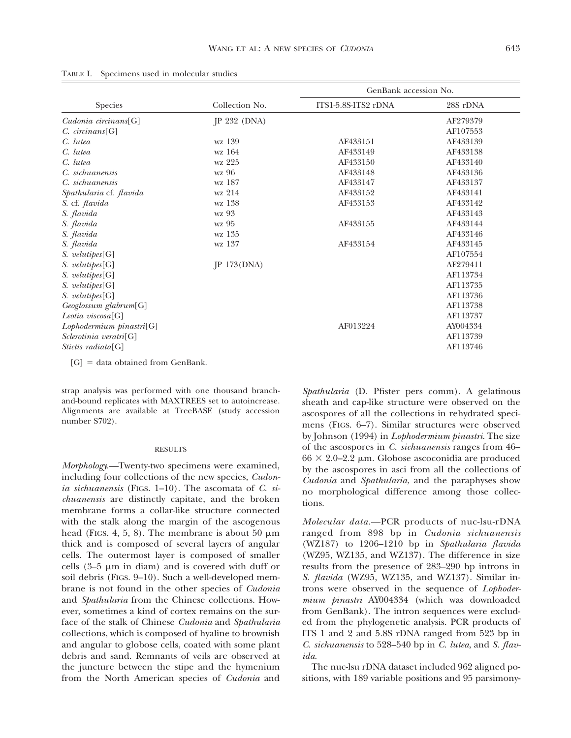TABLE I. Specimens used in molecular studies

| Species | Collection No. | GenBank accession No. | |
|---|---|---|---|
| | | ITS1-5.8S-ITS2 rDNA | 28S rDNA |
| *Cudonia circinans*[G] | JP 232 (DNA) | | AF279379 |
| *C. circinans*[G] | | | AF107553 |
| *C. lutea* | wz 139 | AF433151 | AF433139 |
| *C. lutea* | wz 164 | AF433149 | AF433138 |
| *C. lutea* | wz 225 | AF433150 | AF433140 |
| *C. sichuanensis* | wz 96 | AF433148 | AF433136 |
| *C. sichuanensis* | wz 187 | AF433147 | AF433137 |
| *Spathularia* cf. *flavida* | wz 214 | AF433152 | AF433141 |
| *S.* cf. *flavida* | wz 138 | AF433153 | AF433142 |
| *S. flavida* | wz 93 | | AF433143 |
| *S. flavida* | wz 95 | AF433155 | AF433144 |
| *S. flavida* | wz 135 | | AF433146 |
| *S. flavida* | wz 137 | AF433154 | AF433145 |
| *S. velutipes*[G] | | | AF107554 |
| *S. velutipes*[G] | JP 173(DNA) | | AF279411 |
| *S. velutipes*[G] | | | AF113734 |
| *S. velutipes*[G] | | | AF113735 |
| *S. velutipes*[G] | | | AF113736 |
| *Geoglossum glabrum*[G] | | | AF113738 |
| *Leotia viscosa*[G] | | | AF113737 |
| *Lophodermium pinastri*[G] | | AF013224 | AY004334 |
| *Sclerotinia veratri*[G] | | | AF113739 |
| *Stictis radiata*[G] | | | AF113746 |

[G] = data obtained from GenBank.

strap analysis was performed with one thousand branch-and-bound replicates with MAXTREES set to autoincrease. Alignments are available at TreeBASE (study accession number S702).

## RESULTS

*Morphology.*—Twenty-two specimens were examined, including four collections of the new species, *Cudonia sichuanensis* (FIGS. 1–10). The ascomata of *C. sichuanensis* are distinctly capitate, and the broken membrane forms a collar-like structure connected with the stalk along the margin of the ascogenous head (FIGS. 4, 5, 8). The membrane is about 50 μm thick and is composed of several layers of angular cells. The outermost layer is composed of smaller cells (3–5 μm in diam) and is covered with duff or soil debris (FIGS. 9–10). Such a well-developed membrane is not found in the other species of *Cudonia* and *Spathularia* from the Chinese collections. However, sometimes a kind of cortex remains on the surface of the stalk of Chinese *Cudonia* and *Spathularia* collections, which is composed of hyaline to brownish and angular to globose cells, coated with some plant debris and sand. Remnants of veils are observed at the juncture between the stipe and the hymenium from the North American species of *Cudonia* and *Spathularia* (D. Pfister pers comm). A gelatinous sheath and cap-like structure were observed on the ascospores of all the collections in rehydrated specimens (FIGS. 6–7). Similar structures were observed by Johnson (1994) in *Lophodermium pinastri*. The size of the ascospores in *C. sichuanensis* ranges from 46–66 × 2.0–2.2 μm. Globose ascoconidia are produced by the ascospores in asci from all the collections of *Cudonia* and *Spathularia*, and the paraphyses show no morphological difference among those collections.

*Molecular data.*—PCR products of nuc-lsu-rDNA ranged from 898 bp in *Cudonia sichuanensis* (WZ187) to 1206–1210 bp in *Spathularia flavida* (WZ95, WZ135, and WZ137). The difference in size results from the presence of 283–290 bp introns in *S. flavida* (WZ95, WZ135, and WZ137). Similar introns were observed in the sequence of *Lophodermium pinastri* AY004334 (which was downloaded from GenBank). The intron sequences were excluded from the phylogenetic analysis. PCR products of ITS 1 and 2 and 5.8S rDNA ranged from 523 bp in *C. sichuanensis* to 528–540 bp in *C. lutea*, and *S. flavida*.

The nuc-lsu rDNA dataset included 962 aligned positions, with 189 variable positions and 95 parsimony-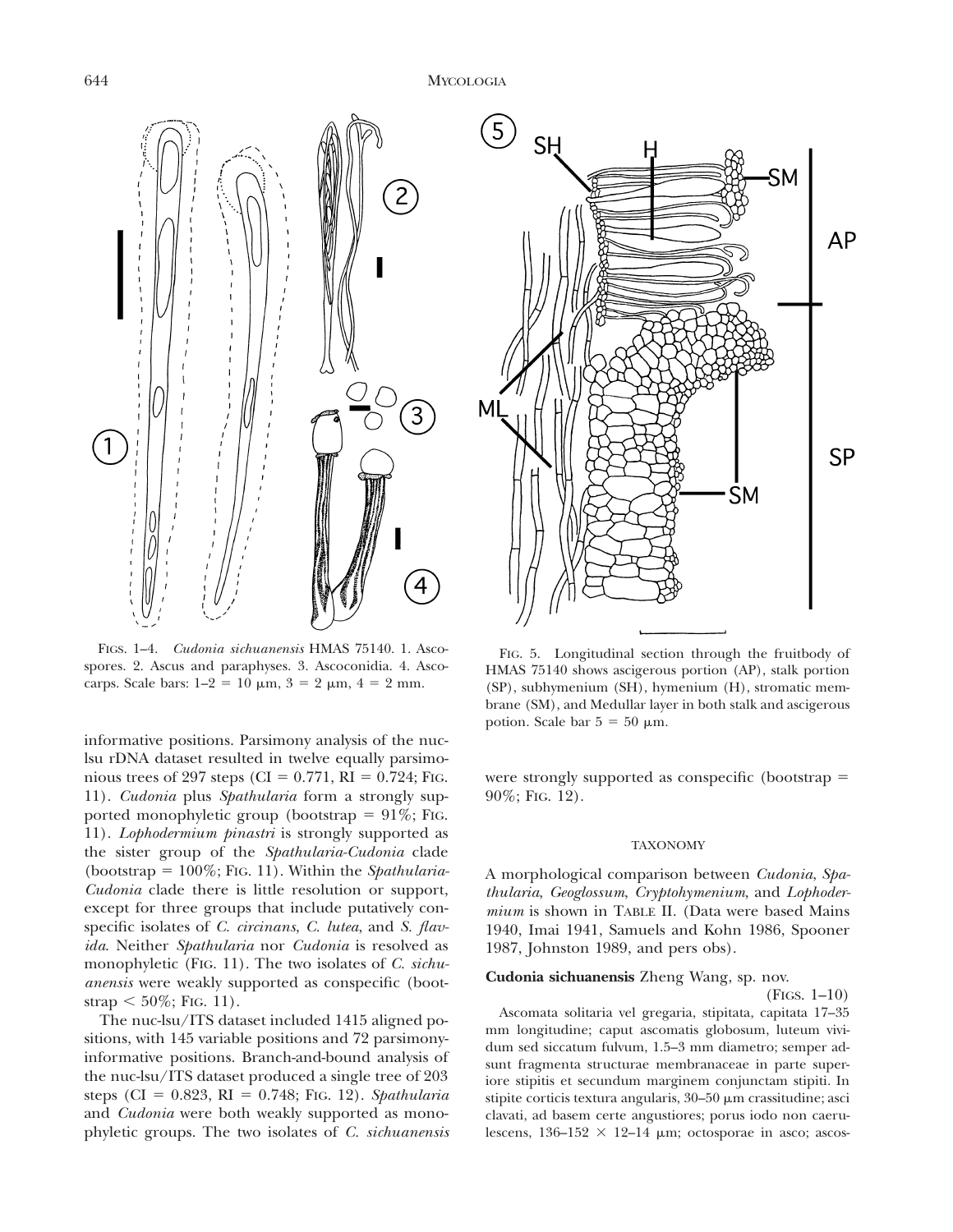FIGS. 1–4. *Cudonia sichuanensis* HMAS 75140. 1. Ascospores. 2. Ascus and paraphyses. 3. Ascoconidia. 4. Ascocarps. Scale bars: 1–2 = 10 μm, 3 = 2 μm, 4 = 2 mm.

FIG. 5. Longitudinal section through the fruitbody of HMAS 75140 shows ascigerous portion (AP), stalk portion (SP), subhymenium (SH), hymenium (H), stromatic membrane (SM), and Medullar layer in both stalk and ascigerous potion. Scale bar 5 = 50 μm.

informative positions. Parsimony analysis of the nuc-lsu rDNA dataset resulted in twelve equally parsimonious trees of 297 steps (CI = 0.771, RI = 0.724; FIG. 11). *Cudonia* plus *Spathularia* form a strongly supported monophyletic group (bootstrap = 91%; FIG. 11). *Lophodermium pinastri* is strongly supported as the sister group of the *Spathularia*-*Cudonia* clade (bootstrap = 100%; FIG. 11). Within the *Spathularia*-*Cudonia* clade there is little resolution or support, except for three groups that include putatively conspecific isolates of *C. circinans*, *C. lutea*, and *S. flavida*. Neither *Spathularia* nor *Cudonia* is resolved as monophyletic (FIG. 11). The two isolates of *C. sichuanensis* were weakly supported as conspecific (bootstrap < 50%; FIG. 11).

The nuc-lsu/ITS dataset included 1415 aligned positions, with 145 variable positions and 72 parsimony-informative positions. Branch-and-bound analysis of the nuc-lsu/ITS dataset produced a single tree of 203 steps (CI = 0.823, RI = 0.748; FIG. 12). *Spathularia* and *Cudonia* were both weakly supported as monophyletic groups. The two isolates of *C. sichuanensis* were strongly supported as conspecific (bootstrap = 90%; FIG. 12).

## TAXONOMY

A morphological comparison between *Cudonia*, *Spathularia*, *Geoglossum*, *Cryptohymenium*, and *Lophodermium* is shown in TABLE II. (Data were based Mains 1940, Imai 1941, Samuels and Kohn 1986, Spooner 1987, Johnston 1989, and pers obs).

**Cudonia sichuanensis** Zheng Wang, sp. nov.

(FIGS. 1–10)

Ascomata solitaria vel gregaria, stipitata, capitata 17–35 mm longitudine; caput ascomatis globosum, luteum vividum sed siccatum fulvum, 1.5–3 mm diametro; semper adsunt fragmenta structurae membranaceae in parte superiore stipitis et secundum marginem conjunctam stipiti. In stipite corticis textura angularis, 30–50 μm crassitudine; asci clavati, ad basem certe angustiores; porus iodo non caerulescens, 136–152 × 12–14 μm; octosporae in asco; ascos-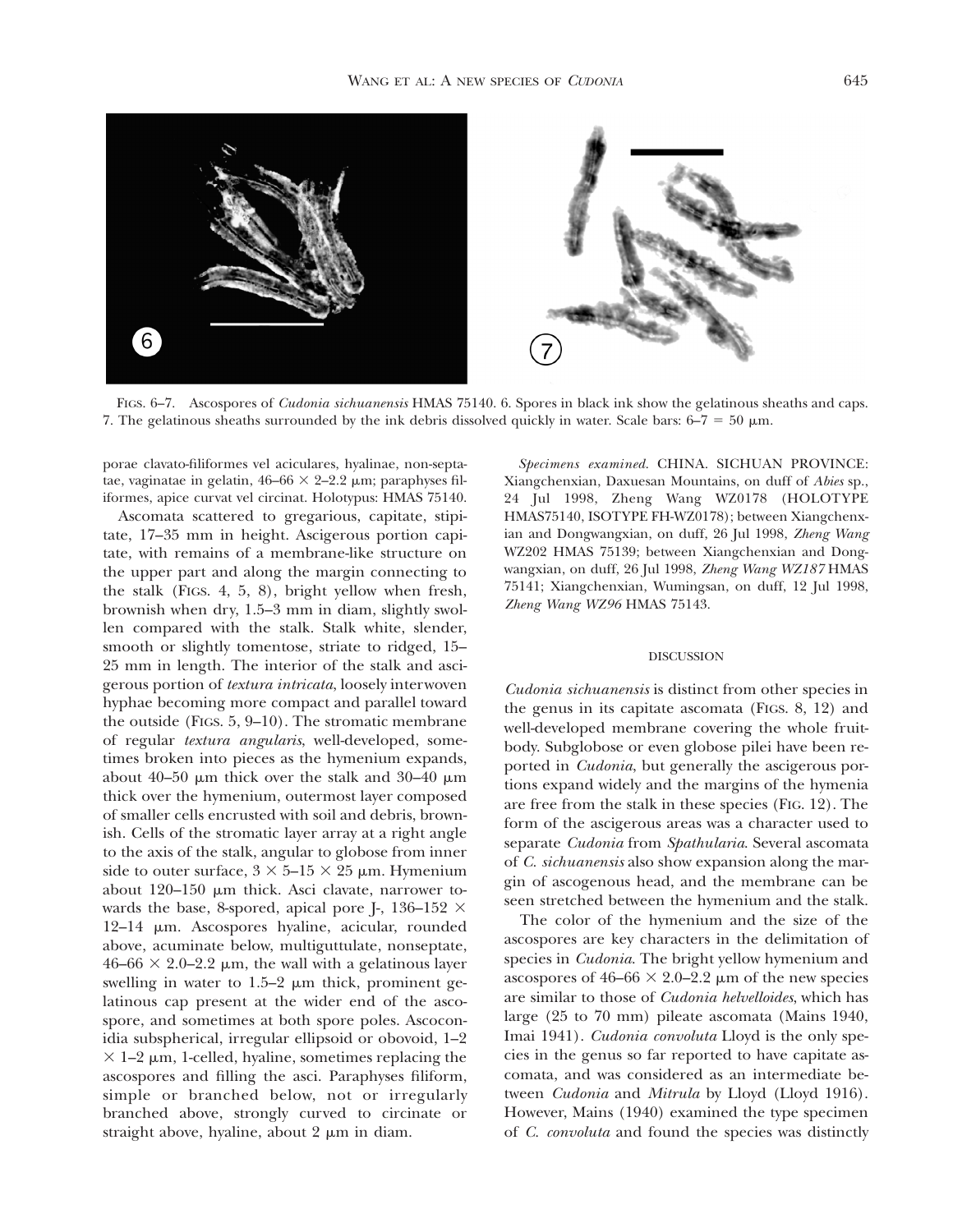FIGS. 6–7. Ascospores of *Cudonia sichuanensis* HMAS 75140. 6. Spores in black ink show the gelatinous sheaths and caps. 7. The gelatinous sheaths surrounded by the ink debris dissolved quickly in water. Scale bars: 6–7 = 50 μm.

porae clavato-filiformes vel aciculares, hyalinae, non-septatae, vaginatae in gelatin, 46–66 × 2–2.2 μm; paraphyses filiformes, apice curvat vel circinat. Holotypus: HMAS 75140.

Ascomata scattered to gregarious, capitate, stipitate, 17–35 mm in height. Ascigerous portion capitate, with remains of a membrane-like structure on the upper part and along the margin connecting to the stalk (FIGS. 4, 5, 8), bright yellow when fresh, brownish when dry, 1.5–3 mm in diam, slightly swollen compared with the stalk. Stalk white, slender, smooth or slightly tomentose, striate to ridged, 15–25 mm in length. The interior of the stalk and ascigerous portion of *textura intricata*, loosely interwoven hyphae becoming more compact and parallel toward the outside (FIGS. 5, 9–10). The stromatic membrane of regular *textura angularis*, well-developed, sometimes broken into pieces as the hymenium expands, about 40–50 μm thick over the stalk and 30–40 μm thick over the hymenium, outermost layer composed of smaller cells encrusted with soil and debris, brownish. Cells of the stromatic layer array at a right angle to the axis of the stalk, angular to globose from inner side to outer surface, 3 × 5–15 × 25 μm. Hymenium about 120–150 μm thick. Asci clavate, narrower towards the base, 8-spored, apical pore J-, 136–152 × 12–14 μm. Ascospores hyaline, acicular, rounded above, acuminate below, multiguttulate, nonseptate, 46–66 × 2.0–2.2 μm, the wall with a gelatinous layer swelling in water to 1.5–2 μm thick, prominent gelatinous cap present at the wider end of the ascospore, and sometimes at both spore poles. Ascoconidia subspherical, irregular ellipsoid or obovoid, 1–2 × 1–2 μm, 1-celled, hyaline, sometimes replacing the ascospores and filling the asci. Paraphyses filiform, simple or branched below, not or irregularly branched above, strongly curved to circinate or straight above, hyaline, about 2 μm in diam.

*Specimens examined.* CHINA. SICHUAN PROVINCE: Xiangchenxian, Daxuesan Mountains, on duff of *Abies* sp., 24 Jul 1998, Zheng Wang WZ0178 (HOLOTYPE HMAS75140, ISOTYPE FH-WZ0178); between Xiangchenxian and Dongwangxian, on duff, 26 Jul 1998, *Zheng Wang* WZ202 HMAS 75139; between Xiangchenxian and Dongwangxian, on duff, 26 Jul 1998, *Zheng Wang WZ187* HMAS 75141; Xiangchenxian, Wumingsan, on duff, 12 Jul 1998, *Zheng Wang WZ96* HMAS 75143.

## DISCUSSION

*Cudonia sichuanensis* is distinct from other species in the genus in its capitate ascomata (FIGS. 8, 12) and well-developed membrane covering the whole fruitbody. Subglobose or even globose pilei have been reported in *Cudonia*, but generally the ascigerous portions expand widely and the margins of the hymenia are free from the stalk in these species (FIG. 12). The form of the ascigerous areas was a character used to separate *Cudonia* from *Spathularia*. Several ascomata of *C. sichuanensis* also show expansion along the margin of ascogenous head, and the membrane can be seen stretched between the hymenium and the stalk.

The color of the hymenium and the size of the ascospores are key characters in the delimitation of species in *Cudonia*. The bright yellow hymenium and ascospores of 46–66 × 2.0–2.2 μm of the new species are similar to those of *Cudonia helvelloides*, which has large (25 to 70 mm) pileate ascomata (Mains 1940, Imai 1941). *Cudonia convoluta* Lloyd is the only species in the genus so far reported to have capitate ascomata, and was considered as an intermediate between *Cudonia* and *Mitrula* by Lloyd (Lloyd 1916). However, Mains (1940) examined the type specimen of *C. convoluta* and found the species was distinctly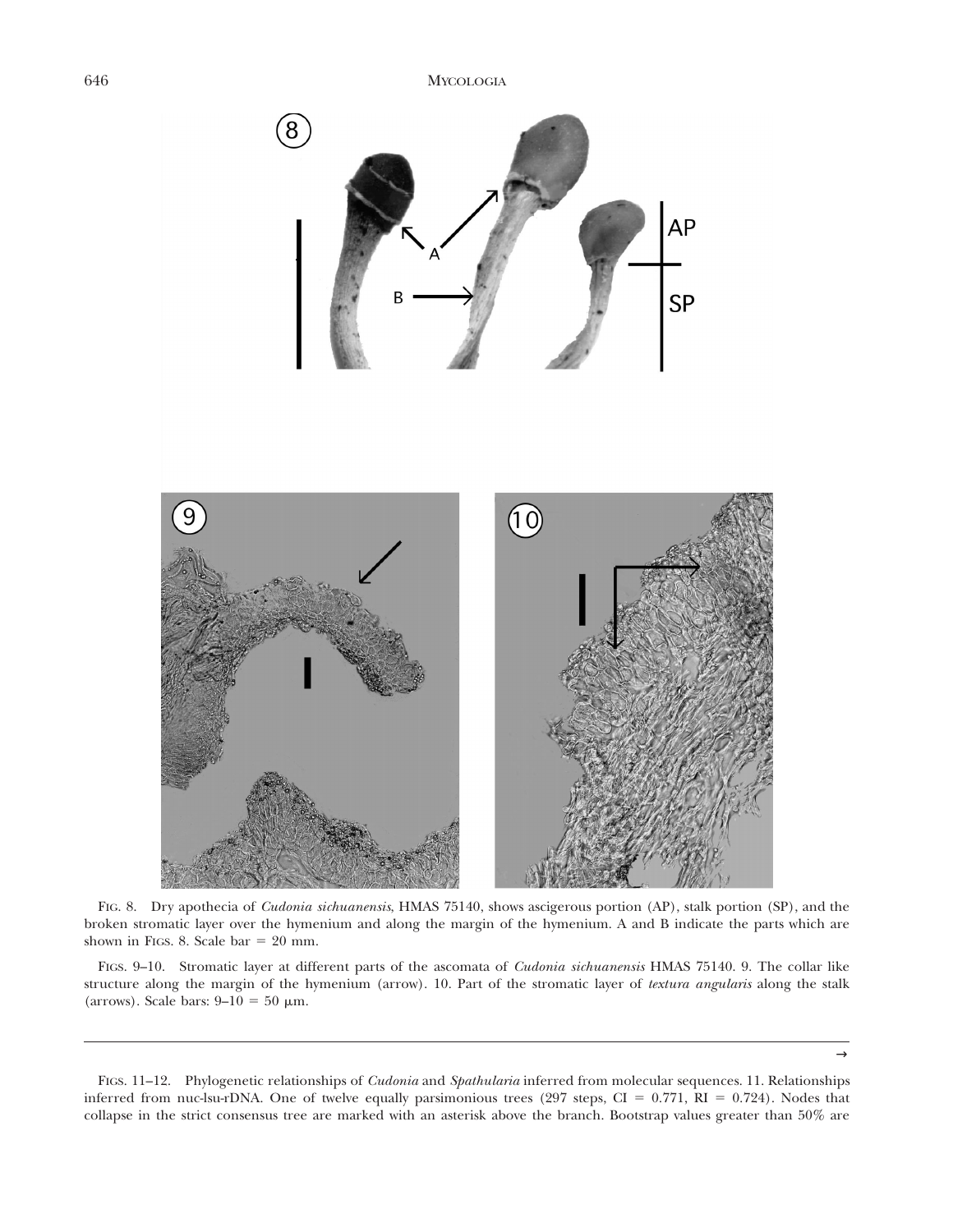FIG. 8. Dry apothecia of *Cudonia sichuanensis*, HMAS 75140, shows ascigerous portion (AP), stalk portion (SP), and the broken stromatic layer over the hymenium and along the margin of the hymenium. A and B indicate the parts which are shown in FIGS. 8. Scale bar = 20 mm.

FIGS. 9–10. Stromatic layer at different parts of the ascomata of *Cudonia sichuanensis* HMAS 75140. 9. The collar like structure along the margin of the hymenium (arrow). 10. Part of the stromatic layer of *textura angularis* along the stalk (arrows). Scale bars: 9–10 = 50 µm.

→

FIGS. 11–12. Phylogenetic relationships of *Cudonia* and *Spathularia* inferred from molecular sequences. 11. Relationships inferred from nuc-lsu-rDNA. One of twelve equally parsimonious trees (297 steps, CI = 0.771, RI = 0.724). Nodes that collapse in the strict consensus tree are marked with an asterisk above the branch. Bootstrap values greater than 50% are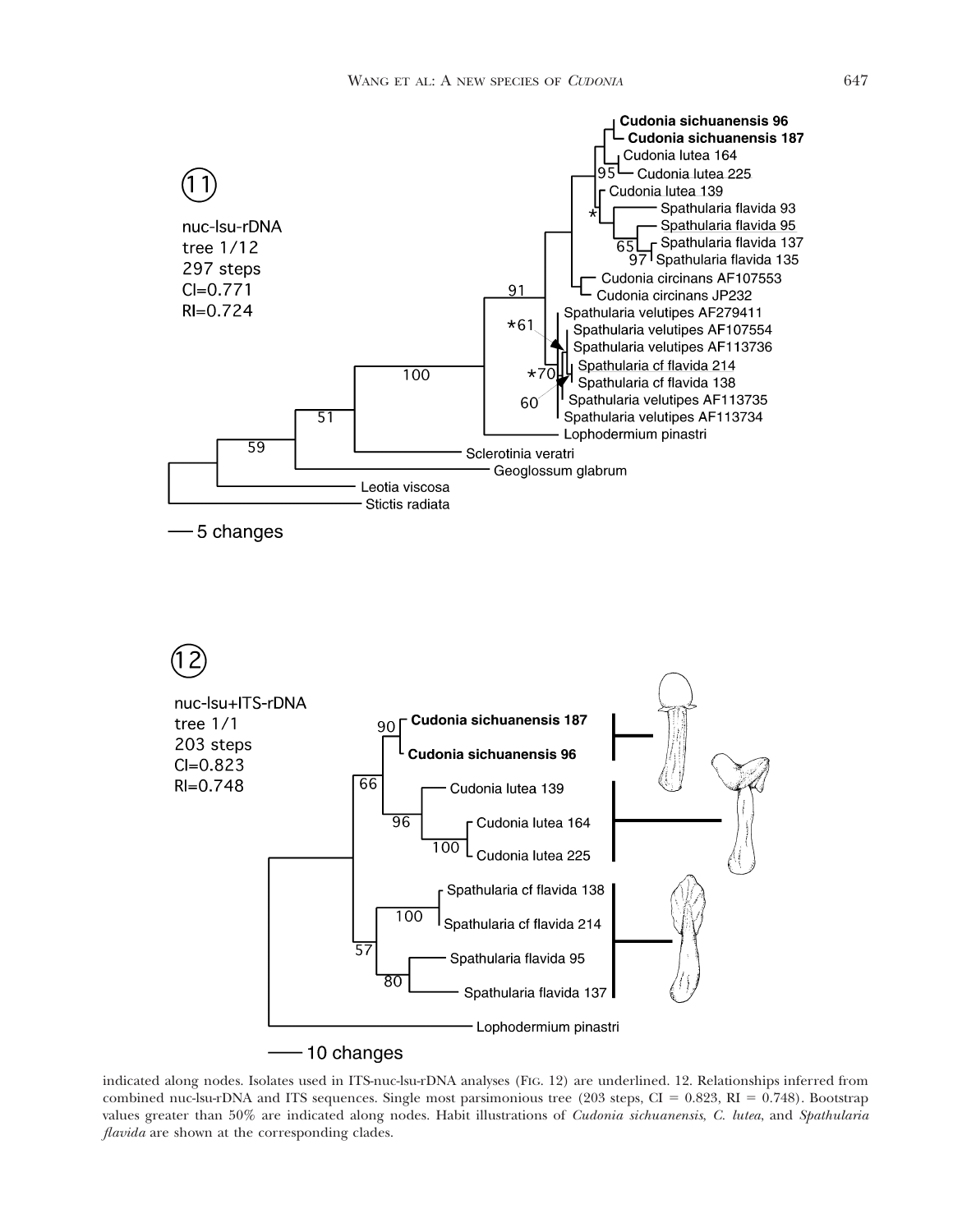indicated along nodes. Isolates used in ITS-nuc-lsu-rDNA analyses (FIG. 12) are underlined. 12. Relationships inferred from combined nuc-lsu-rDNA and ITS sequences. Single most parsimonious tree (203 steps, CI = 0.823, RI = 0.748). Bootstrap values greater than 50% are indicated along nodes. Habit illustrations of *Cudonia sichuanensis*, *C. lutea*, and *Spathularia flavida* are shown at the corresponding clades.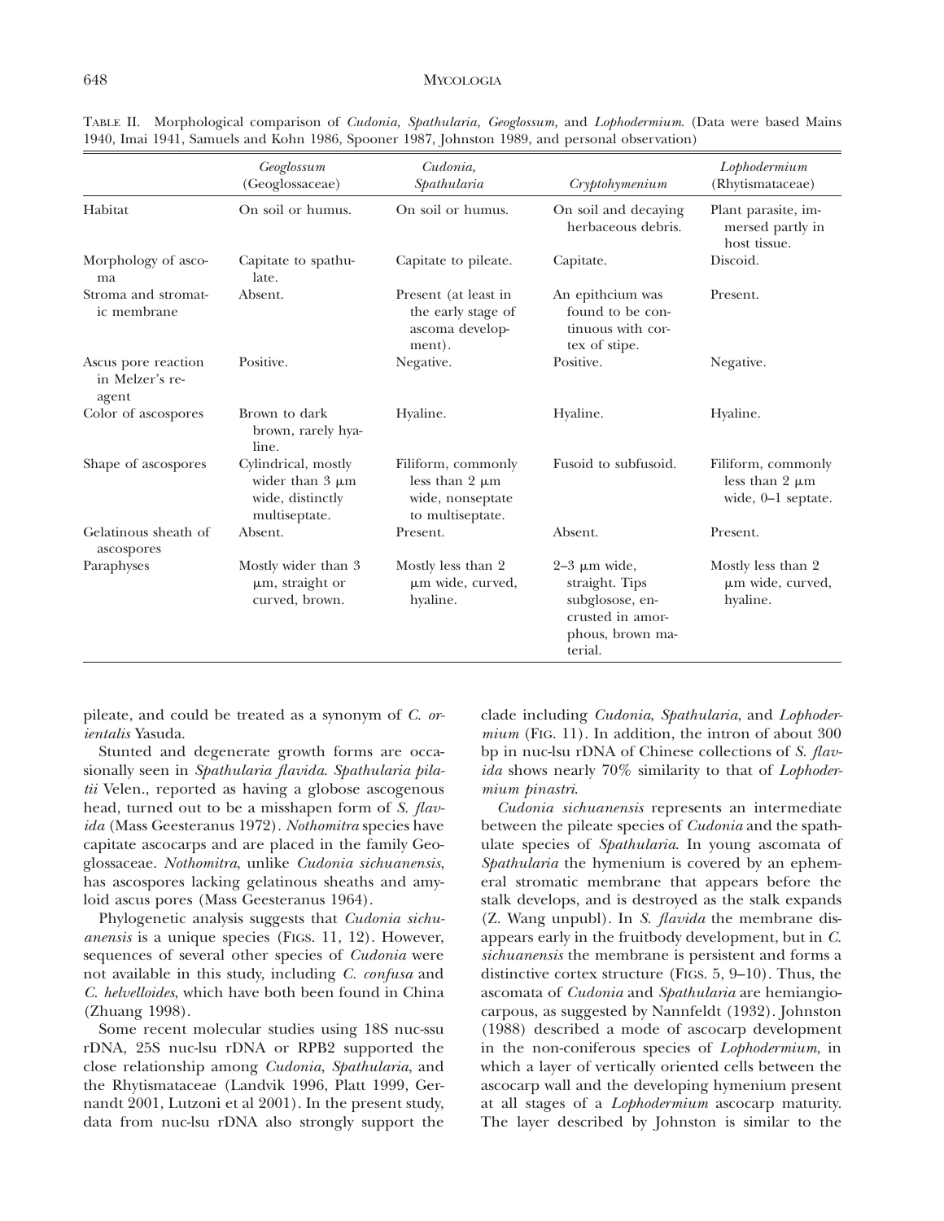TABLE II. Morphological comparison of *Cudonia, Spathularia, Geoglossum,* and *Lophodermium*. (Data were based Mains 1940, Imai 1941, Samuels and Kohn 1986, Spooner 1987, Johnston 1989, and personal observation)

| | *Geoglossum* (Geoglossaceae) | *Cudonia, Spathularia* | *Cryptohymenium* | *Lophodermium* (Rhytismataceae) |
|---|---|---|---|---|
| Habitat | On soil or humus. | On soil or humus. | On soil and decaying herbaceous debris. | Plant parasite, immersed partly in host tissue. |
| Morphology of ascoma | Capitate to spathulate. | Capitate to pileate. | Capitate. | Discoid. |
| Stroma and stromatic membrane | Absent. | Present (at least in the early stage of ascoma development). | An epithcium was found to be continuous with cortex of stipe. | Present. |
| Ascus pore reaction in Melzer's reagent | Positive. | Negative. | Positive. | Negative. |
| Color of ascospores | Brown to dark brown, rarely hyaline. | Hyaline. | Hyaline. | Hyaline. |
| Shape of ascospores | Cylindrical, mostly wider than 3 μm wide, distinctly multiseptate. | Filiform, commonly less than 2 μm wide, nonseptate to multiseptate. | Fusoid to subfusoid. | Filiform, commonly less than 2 μm wide, 0–1 septate. |
| Gelatinous sheath of ascospores | Absent. | Present. | Absent. | Present. |
| Paraphyses | Mostly wider than 3 μm, straight or curved, brown. | Mostly less than 2 μm wide, curved, hyaline. | 2–3 μm wide, straight. Tips subglosose, encrusted in amorphous, brown material. | Mostly less than 2 μm wide, curved, hyaline. |

pileate, and could be treated as a synonym of *C. orientalis* Yasuda.

Stunted and degenerate growth forms are occasionally seen in *Spathularia flavida*. *Spathularia pilatii* Velen., reported as having a globose ascogenous head, turned out to be a misshapen form of *S. flavida* (Mass Geesteranus 1972). *Nothomitra* species have capitate ascocarps and are placed in the family Geoglossaceae. *Nothomitra*, unlike *Cudonia sichuanensis*, has ascospores lacking gelatinous sheaths and amyloid ascus pores (Mass Geesteranus 1964).

Phylogenetic analysis suggests that *Cudonia sichuanensis* is a unique species (FIGS. 11, 12). However, sequences of several other species of *Cudonia* were not available in this study, including *C. confusa* and *C. helvelloides*, which have both been found in China (Zhuang 1998).

Some recent molecular studies using 18S nuc-ssu rDNA, 25S nuc-lsu rDNA or RPB2 supported the close relationship among *Cudonia*, *Spathularia*, and the Rhytismataceae (Landvik 1996, Platt 1999, Gernandt 2001, Lutzoni et al 2001). In the present study, data from nuc-lsu rDNA also strongly support the clade including *Cudonia*, *Spathularia*, and *Lophodermium* (FIG. 11). In addition, the intron of about 300 bp in nuc-lsu rDNA of Chinese collections of *S. flavida* shows nearly 70% similarity to that of *Lophodermium pinastri*.

*Cudonia sichuanensis* represents an intermediate between the pileate species of *Cudonia* and the spathulate species of *Spathularia*. In young ascomata of *Spathularia* the hymenium is covered by an ephemeral stromatic membrane that appears before the stalk develops, and is destroyed as the stalk expands (Z. Wang unpubl). In *S. flavida* the membrane disappears early in the fruitbody development, but in *C. sichuanensis* the membrane is persistent and forms a distinctive cortex structure (FIGS. 5, 9–10). Thus, the ascomata of *Cudonia* and *Spathularia* are hemiangiocarpous, as suggested by Nannfeldt (1932). Johnston (1988) described a mode of ascocarp development in the non-coniferous species of *Lophodermium*, in which a layer of vertically oriented cells between the ascocarp wall and the developing hymenium present at all stages of a *Lophodermium* ascocarp maturity. The layer described by Johnston is similar to the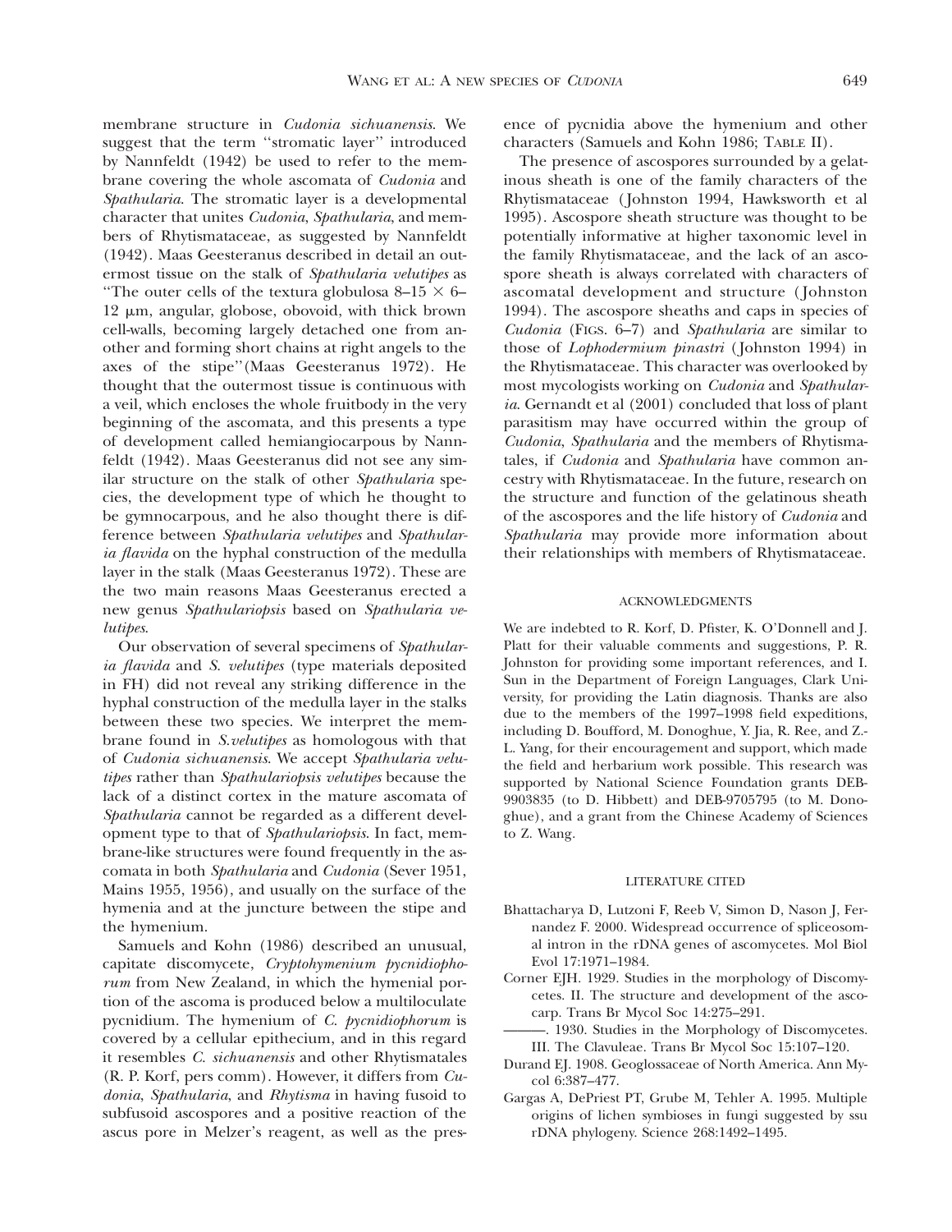membrane structure in *Cudonia sichuanensis*. We suggest that the term ''stromatic layer'' introduced by Nannfeldt (1942) be used to refer to the membrane covering the whole ascomata of *Cudonia* and *Spathularia*. The stromatic layer is a developmental character that unites *Cudonia*, *Spathularia*, and members of Rhytismataceae, as suggested by Nannfeldt (1942). Maas Geesteranus described in detail an outermost tissue on the stalk of *Spathularia velutipes* as ''The outer cells of the textura globulosa 8–15 × 6–12 μm, angular, globose, obovoid, with thick brown cell-walls, becoming largely detached one from another and forming short chains at right angles to the axes of the stipe''(Maas Geesteranus 1972). He thought that the outermost tissue is continuous with a veil, which encloses the whole fruitbody in the very beginning of the ascomata, and this presents a type of development called hemiangiocarpous by Nannfeldt (1942). Maas Geesteranus did not see any similar structure on the stalk of other *Spathularia* species, the development type of which he thought to be gymnocarpous, and he also thought there is difference between *Spathularia velutipes* and *Spathularia flavida* on the hyphal construction of the medulla layer in the stalk (Maas Geesteranus 1972). These are the two main reasons Maas Geesteranus erected a new genus *Spathulariopsis* based on *Spathularia velutipes*.

Our observation of several specimens of *Spathularia flavida* and *S. velutipes* (type materials deposited in FH) did not reveal any striking difference in the hyphal construction of the medulla layer in the stalks between these two species. We interpret the membrane found in *S.velutipes* as homologous with that of *Cudonia sichuanensis*. We accept *Spathularia velutipes* rather than *Spathulariopsis velutipes* because the lack of a distinct cortex in the mature ascomata of *Spathularia* cannot be regarded as a different development type to that of *Spathulariopsis*. In fact, membrane-like structures were found frequently in the ascomata in both *Spathularia* and *Cudonia* (Sever 1951, Mains 1955, 1956), and usually on the surface of the hymenia and at the juncture between the stipe and the hymenium.

Samuels and Kohn (1986) described an unusual, capitate discomycete, *Cryptohymenium pycnidiophorum* from New Zealand, in which the hymenial portion of the ascoma is produced below a multiloculate pycnidium. The hymenium of *C. pycnidiophorum* is covered by a cellular epithecium, and in this regard it resembles *C. sichuanensis* and other Rhytismatales (R. P. Korf, pers comm). However, it differs from *Cudonia*, *Spathularia*, and *Rhytisma* in having fusoid to subfusoid ascospores and a positive reaction of the ascus pore in Melzer's reagent, as well as the presence of pycnidia above the hymenium and other characters (Samuels and Kohn 1986; TABLE II).

The presence of ascospores surrounded by a gelatinous sheath is one of the family characters of the Rhytismataceae (Johnston 1994, Hawksworth et al 1995). Ascospore sheath structure was thought to be potentially informative at higher taxonomic level in the family Rhytismataceae, and the lack of an ascospore sheath is always correlated with characters of ascomatal development and structure (Johnston 1994). The ascospore sheaths and caps in species of *Cudonia* (FIGS. 6–7) and *Spathularia* are similar to those of *Lophodermium pinastri* (Johnston 1994) in the Rhytismataceae. This character was overlooked by most mycologists working on *Cudonia* and *Spathularia*. Gernandt et al (2001) concluded that loss of plant parasitism may have occurred within the group of *Cudonia*, *Spathularia* and the members of Rhytismatales, if *Cudonia* and *Spathularia* have common ancestry with Rhytismataceae. In the future, research on the structure and function of the gelatinous sheath of the ascospores and the life history of *Cudonia* and *Spathularia* may provide more information about their relationships with members of Rhytismataceae.

## ACKNOWLEDGMENTS

We are indebted to R. Korf, D. Pfister, K. O'Donnell and J. Platt for their valuable comments and suggestions, P. R. Johnston for providing some important references, and I. Sun in the Department of Foreign Languages, Clark University, for providing the Latin diagnosis. Thanks are also due to the members of the 1997–1998 field expeditions, including D. Boufford, M. Donoghue, Y. Jia, R. Ree, and Z.-L. Yang, for their encouragement and support, which made the field and herbarium work possible. This research was supported by National Science Foundation grants DEB-9903835 (to D. Hibbett) and DEB-9705795 (to M. Donoghue), and a grant from the Chinese Academy of Sciences to Z. Wang.

## LITERATURE CITED

Bhattacharya D, Lutzoni F, Reeb V, Simon D, Nason J, Fernandez F. 2000. Widespread occurrence of spliceosomal intron in the rDNA genes of ascomycetes. Mol Biol Evol 17:1971–1984.

Corner EJH. 1929. Studies in the morphology of Discomycetes. II. The structure and development of the ascocarp. Trans Br Mycol Soc 14:275–291.

———. 1930. Studies in the Morphology of Discomycetes. III. The Clavuleae. Trans Br Mycol Soc 15:107–120.

Durand EJ. 1908. Geoglossaceae of North America. Ann Mycol 6:387–477.

Gargas A, DePriest PT, Grube M, Tehler A. 1995. Multiple origins of lichen symbioses in fungi suggested by ssu rDNA phylogeny. Science 268:1492–1495.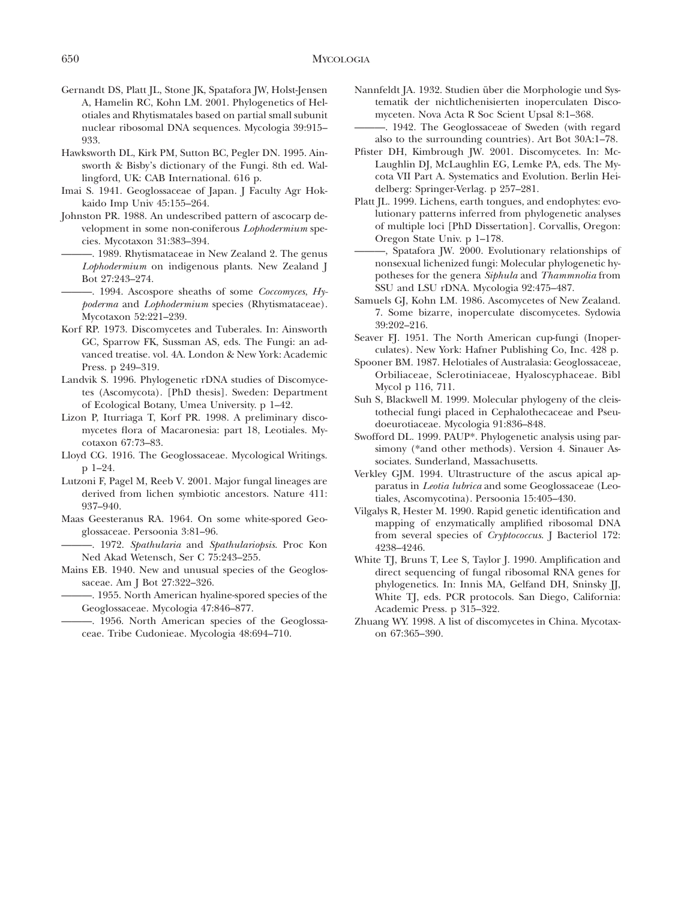Gernandt DS, Platt JL, Stone JK, Spatafora JW, Holst-Jensen A, Hamelin RC, Kohn LM. 2001. Phylogenetics of Helotiales and Rhytismatales based on partial small subunit nuclear ribosomal DNA sequences. Mycologia 39:915–933.

Hawksworth DL, Kirk PM, Sutton BC, Pegler DN. 1995. Ainsworth & Bisby's dictionary of the Fungi. 8th ed. Wallingford, UK: CAB International. 616 p.

Imai S. 1941. Geoglossaceae of Japan. J Faculty Agr Hokkaido Imp Univ 45:155–264.

Johnston PR. 1988. An undescribed pattern of ascocarp development in some non-coniferous *Lophodermium* species. Mycotaxon 31:383–394.

———. 1989. Rhytismataceae in New Zealand 2. The genus *Lophodermium* on indigenous plants. New Zealand J Bot 27:243–274.

———. 1994. Ascospore sheaths of some *Coccomyces*, *Hypoderma* and *Lophodermium* species (Rhytismataceae). Mycotaxon 52:221–239.

Korf RP. 1973. Discomycetes and Tuberales. In: Ainsworth GC, Sparrow FK, Sussman AS, eds. The Fungi: an advanced treatise. vol. 4A. London & New York: Academic Press. p 249–319.

Landvik S. 1996. Phylogenetic rDNA studies of Discomycetes (Ascomycota). [PhD thesis]. Sweden: Department of Ecological Botany, Umea University. p 1–42.

Lizon P, Iturriaga T, Korf PR. 1998. A preliminary discomycetes flora of Macaronesia: part 18, Leotiales. Mycotaxon 67:73–83.

Lloyd CG. 1916. The Geoglossaceae. Mycological Writings. p 1–24.

Lutzoni F, Pagel M, Reeb V. 2001. Major fungal lineages are derived from lichen symbiotic ancestors. Nature 411: 937–940.

Maas Geesteranus RA. 1964. On some white-spored Geoglossaceae. Persoonia 3:81–96.

———. 1972. *Spathularia* and *Spathulariopsis*. Proc Kon Ned Akad Wetensch, Ser C 75:243–255.

Mains EB. 1940. New and unusual species of the Geoglossaceae. Am J Bot 27:322–326.

———. 1955. North American hyaline-spored species of the Geoglossaceae. Mycologia 47:846–877.

———. 1956. North American species of the Geoglossaceae. Tribe Cudonieae. Mycologia 48:694–710.

Nannfeldt JA. 1932. Studien über die Morphologie und Systematik der nichtlichenisierten inoperculaten Discomyceten. Nova Acta R Soc Scient Upsal 8:1–368.

———. 1942. The Geoglossaceae of Sweden (with regard also to the surrounding countries). Art Bot 30A:1–78.

Pfister DH, Kimbrough JW. 2001. Discomycetes. In: McLaughlin DJ, McLaughlin EG, Lemke PA, eds. The Mycota VII Part A. Systematics and Evolution. Berlin Heidelberg: Springer-Verlag. p 257–281.

Platt JL. 1999. Lichens, earth tongues, and endophytes: evolutionary patterns inferred from phylogenetic analyses of multiple loci [PhD Dissertation]. Corvallis, Oregon: Oregon State Univ. p 1–178.

———, Spatafora JW. 2000. Evolutionary relationships of nonsexual lichenized fungi: Molecular phylogenetic hypotheses for the genera *Siphula* and *Thamnolia* from SSU and LSU rDNA. Mycologia 92:475–487.

Samuels GJ, Kohn LM. 1986. Ascomycetes of New Zealand. 7. Some bizarre, inoperculate discomycetes. Sydowia 39:202–216.

Seaver FJ. 1951. The North American cup-fungi (Inoperculates). New York: Hafner Publishing Co, Inc. 428 p.

Spooner BM. 1987. Helotiales of Australasia: Geoglossaceae, Orbiliaceae, Sclerotiniaceae, Hyaloscyphaceae. Bibl Mycol p 116, 711.

Suh S, Blackwell M. 1999. Molecular phylogeny of the cleistothecial fungi placed in Cephalothecaceae and Pseudoeurotiaceae. Mycologia 91:836–848.

Swofford DL. 1999. PAUP*. Phylogenetic analysis using parsimony (*and other methods). Version 4. Sinauer Associates. Sunderland, Massachusetts.

Verkley GJM. 1994. Ultrastructure of the ascus apical apparatus in *Leotia lubrica* and some Geoglossaceae (Leotiales, Ascomycotina). Persoonia 15:405–430.

Vilgalys R, Hester M. 1990. Rapid genetic identification and mapping of enzymatically amplified ribosomal DNA from several species of *Cryptococcus*. J Bacteriol 172: 4238–4246.

White TJ, Bruns T, Lee S, Taylor J. 1990. Amplification and direct sequencing of fungal ribosomal RNA genes for phylogenetics. In: Innis MA, Gelfand DH, Sninsky JJ, White TJ, eds. PCR protocols. San Diego, California: Academic Press. p 315–322.

Zhuang WY. 1998. A list of discomycetes in China. Mycotaxon 67:365–390.